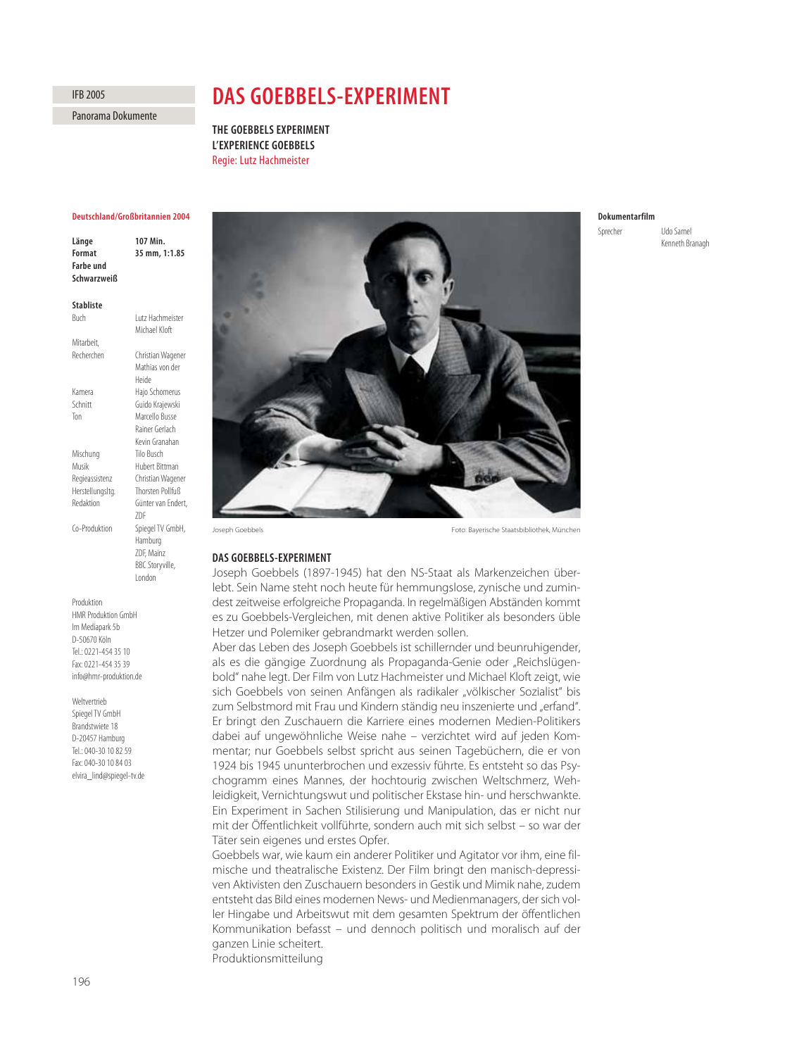IFB 2005

Panorama Dokumente

# DAS GOEBBELS-EXPERIMENT

**THE GOEBBELS EXPERIMENT**
**L'EXPERIENCE GOEBBELS**
Regie: Lutz Hachmeister

**Deutschland/Großbritannien 2004**

| | |
|---|---|
| **Länge** | **107 Min.** |
| **Format** | **35 mm, 1:1.85** |
| **Farbe und Schwarzweiß** | |

**Stabliste**

| | |
|---|---|
| Buch | Lutz Hachmeister, Michael Kloft |
| Mitarbeit, Recherchen | Christian Wagener, Mathias von der Heide |
| Kamera | Hajo Schomerus |
| Schnitt | Guido Krajewski |
| Ton | Marcello Busse, Rainer Gerlach, Kevin Granahan |
| Mischung | Tilo Busch |
| Musik | Hubert Bittman |
| Regieassistenz | Christian Wagener |
| Herstellungsltg. | Thorsten Pollfuß |
| Redaktion | Günter van Endert, ZDF |
| Co-Produktion | Spiegel TV GmbH, Hamburg; ZDF, Mainz; BBC Storyville, London |

Produktion
HMR Produktion GmbH
Im Mediapark 5b
D-50670 Köln
Tel.: 0221-454 35 10
Fax: 0221-454 35 39
info@hmr-produktion.de

Weltvertrieb
Spiegel TV GmbH
Brandstwiete 18
D-20457 Hamburg
Tel.: 040-30 10 82 59
Fax: 040-30 10 84 03
elvira_lind@spiegel-tv.de

**Dokumentarfilm**

| | |
|---|---|
| Sprecher | Udo Samel, Kenneth Branagh |

Joseph Goebbels — Foto: Bayerische Staatsbibliothek, München

## DAS GOEBBELS-EXPERIMENT

Joseph Goebbels (1897-1945) hat den NS-Staat als Markenzeichen überlebt. Sein Name steht noch heute für hemmungslose, zynische und zumindest zeitweise erfolgreiche Propaganda. In regelmäßigen Abständen kommt es zu Goebbels-Vergleichen, mit denen aktive Politiker als besonders üble Hetzer und Polemiker gebrandmarkt werden sollen.

Aber das Leben des Joseph Goebbels ist schillernder und beunruhigender, als es die gängige Zuordnung als Propaganda-Genie oder „Reichslügenbold" nahe legt. Der Film von Lutz Hachmeister und Michael Kloft zeigt, wie sich Goebbels von seinen Anfängen als radikaler „völkischer Sozialist" bis zum Selbstmord mit Frau und Kindern ständig neu inszenierte und „erfand". Er bringt den Zuschauern die Karriere eines modernen Medien-Politikers dabei auf ungewöhnliche Weise nahe – verzichtet wird auf jeden Kommentar; nur Goebbels selbst spricht aus seinen Tagebüchern, die er von 1924 bis 1945 ununterbrochen und exzessiv führte. Es entsteht so das Psychogramm eines Mannes, der hochtourig zwischen Weltschmerz, Wehleidigkeit, Vernichtungswut und politischer Ekstase hin- und herschwankte. Ein Experiment in Sachen Stilisierung und Manipulation, das er nicht nur mit der Öffentlichkeit vollführte, sondern auch mit sich selbst – so war der Täter sein eigenes und erstes Opfer.

Goebbels war, wie kaum ein anderer Politiker und Agitator vor ihm, eine filmische und theatralische Existenz. Der Film bringt den manisch-depressiven Aktivisten den Zuschauern besonders in Gestik und Mimik nahe, zudem entsteht das Bild eines modernen News- und Medienmanagers, der sich voller Hingabe und Arbeitswut mit dem gesamten Spektrum der öffentlichen Kommunikation befasst – und dennoch politisch und moralisch auf der ganzen Linie scheitert.

Produktionsmitteilung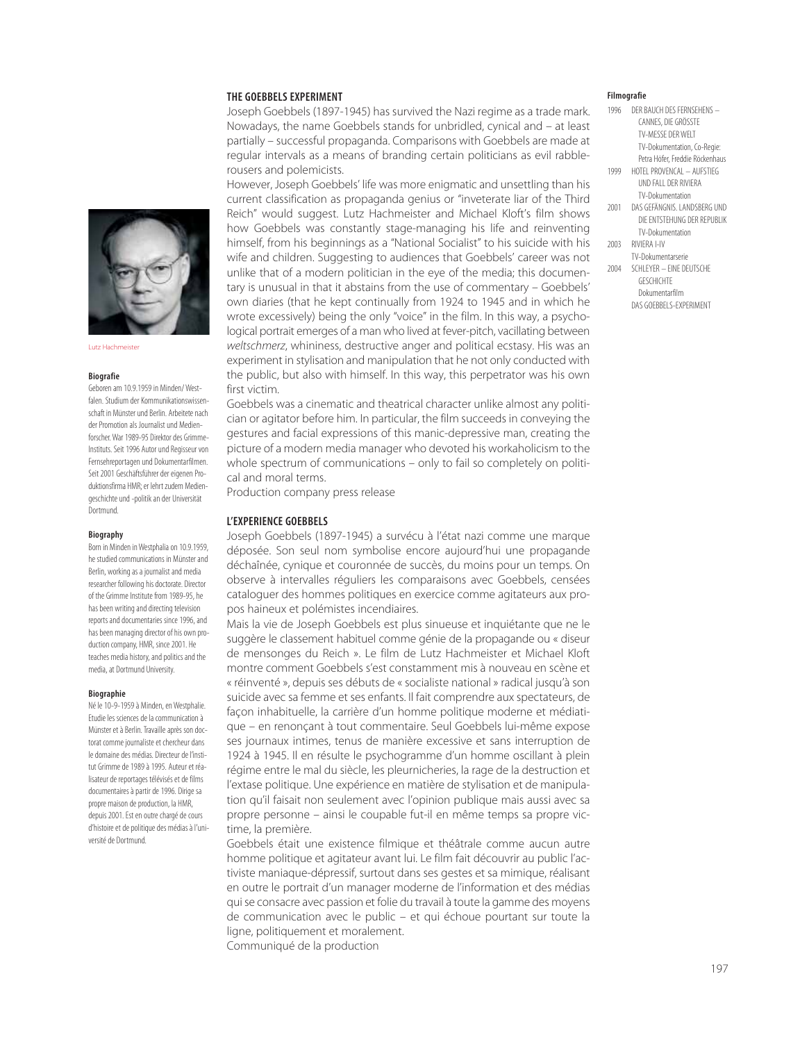Lutz Hachmeister

**Biografie**

Geboren am 10.9.1959 in Minden/Westfalen. Studium der Kommunikationswissenschaft in Münster und Berlin. Arbeitete nach der Promotion als Journalist und Medienforscher. War 1989-95 Direktor des Grimme-Instituts. Seit 1996 Autor und Regisseur von Fernsehreportagen und Dokumentarfilmen. Seit 2001 Geschäftsführer der eigenen Produktionsfirma HMR; er lehrt zudem Mediengeschichte und -politik an der Universität Dortmund.

**Biography**

Born in Minden in Westphalia on 10.9.1959, he studied communications in Münster and Berlin, working as a journalist and media researcher following his doctorate. Director of the Grimme Institute from 1989-95, he has been writing and directing television reports and documentaries since 1996, and has been managing director of his own production company, HMR, since 2001. He teaches media history, and politics and the media, at Dortmund University.

**Biographie**

Né le 10-9-1959 à Minden, en Westphalie. Etudie les sciences de la communication à Münster et à Berlin. Travaille après son doctorat comme journaliste et chercheur dans le domaine des médias. Directeur de l'Institut Grimme de 1989 à 1995. Auteur et réalisateur de reportages télévisés et de films documentaires à partir de 1996. Dirige sa propre maison de production, la HMR, depuis 2001. Est en outre chargé de cours d'histoire et de politique des médias à l'université de Dortmund.

### THE GOEBBELS EXPERIMENT

Joseph Goebbels (1897-1945) has survived the Nazi regime as a trade mark. Nowadays, the name Goebbels stands for unbridled, cynical and – at least partially – successful propaganda. Comparisons with Goebbels are made at regular intervals as a means of branding certain politicians as evil rabble-rousers and polemicists.

However, Joseph Goebbels' life was more enigmatic and unsettling than his current classification as propaganda genius or "inveterate liar of the Third Reich" would suggest. Lutz Hachmeister and Michael Kloft's film shows how Goebbels was constantly stage-managing his life and reinventing himself, from his beginnings as a "National Socialist" to his suicide with his wife and children. Suggesting to audiences that Goebbels' career was not unlike that of a modern politician in the eye of the media; this documentary is unusual in that it abstains from the use of commentary – Goebbels' own diaries (that he kept continually from 1924 to 1945 and in which he wrote excessively) being the only "voice" in the film. In this way, a psychological portrait emerges of a man who lived at fever-pitch, vacillating between *weltschmerz*, whininess, destructive anger and political ecstasy. His was an experiment in stylisation and manipulation that he not only conducted with the public, but also with himself. In this way, this perpetrator was his own first victim.

Goebbels was a cinematic and theatrical character unlike almost any politician or agitator before him. In particular, the film succeeds in conveying the gestures and facial expressions of this manic-depressive man, creating the picture of a modern media manager who devoted his workaholicism to the whole spectrum of communications – only to fail so completely on political and moral terms.

Production company press release

### L'EXPERIENCE GOEBBELS

Joseph Goebbels (1897-1945) a survécu à l'état nazi comme une marque déposée. Son seul nom symbolise encore aujourd'hui une propagande déchaînée, cynique et couronnée de succès, du moins pour un temps. On observe à intervalles réguliers les comparaisons avec Goebbels, censées cataloguer des hommes politiques en exercice comme agitateurs aux propos haineux et polémistes incendiaires.

Mais la vie de Joseph Goebbels est plus sinueuse et inquiétante que ne le suggère le classement habituel comme génie de la propagande ou « diseur de mensonges du Reich ». Le film de Lutz Hachmeister et Michael Kloft montre comment Goebbels s'est constamment mis à nouveau en scène et « réinventé », depuis ses débuts de « socialiste national » radical jusqu'à son suicide avec sa femme et ses enfants. Il fait comprendre aux spectateurs, de façon inhabituelle, la carrière d'un homme politique moderne et médiatique – en renonçant à tout commentaire. Seul Goebbels lui-même expose ses journaux intimes, tenus de manière excessive et sans interruption de 1924 à 1945. Il en résulte le psychogramme d'un homme oscillant à plein régime entre le mal du siècle, les pleurnicheries, la rage de la destruction et l'extase politique. Une expérience en matière de stylisation et de manipulation qu'il faisait non seulement avec l'opinion publique mais aussi avec sa propre personne – ainsi le coupable fut-il en même temps sa propre victime, la première.

Goebbels était une existence filmique et théâtrale comme aucun autre homme politique et agitateur avant lui. Le film fait découvrir au public l'activiste maniaque-dépressif, surtout dans ses gestes et sa mimique, réalisant en outre le portrait d'un manager moderne de l'information et des médias qui se consacre avec passion et folie du travail à toute la gamme des moyens de communication avec le public – et qui échoue pourtant sur toute la ligne, politiquement et moralement.

Communiqué de la production

**Filmografie**

- 1996 DER BAUCH DES FERNSEHENS – CANNES, DIE GRÖSSTE TV-MESSE DER WELT
  TV-Dokumentation, Co-Regie: Petra Höfer, Freddie Röckenhaus
- 1999 HOTEL PROVENCAL – AUFSTIEG UND FALL DER RIVIERA
  TV-Dokumentation
- 2001 DAS GEFÄNGNIS. LANDSBERG UND DIE ENTSTEHUNG DER REPUBLIK
  TV-Dokumentation
- 2003 RIVIERA I-IV
  TV-Dokumentarserie
- 2004 SCHLEYER – EINE DEUTSCHE GESCHICHTE
  Dokumentarfilm
  DAS GOEBBELS-EXPERIMENT